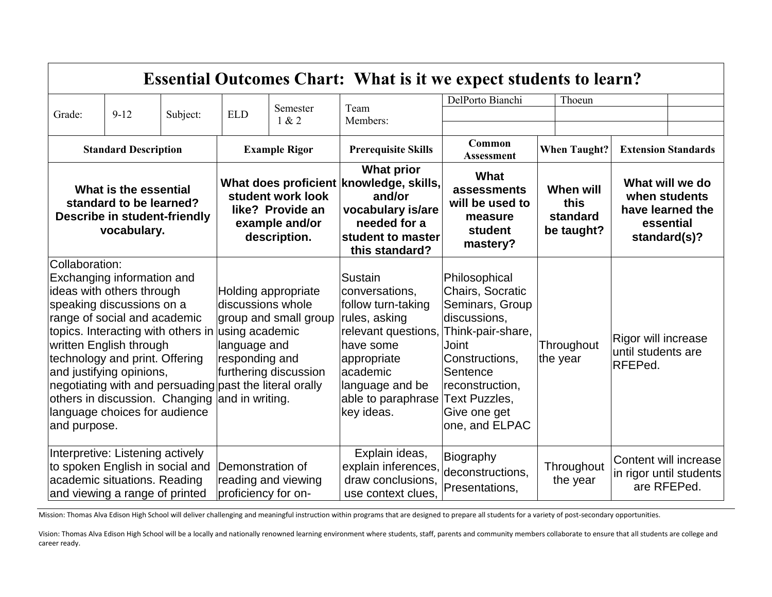# Essential Outcomes Chart: What is it we expect students to learn?

| Grade: | 9-12 | Subject: | ELD | Semester 1 & 2 | Team Members: | DelPorto Bianchi | Thoeun | |
|---|---|---|---|---|---|---|---|---|

| Standard Description | Example Rigor | Prerequisite Skills | Common Assessment | When Taught? | Extension Standards |
|---|---|---|---|---|---|
| **What is the essential standard to be learned? Describe in student-friendly vocabulary.** | **What does proficient student work look like? Provide an example and/or description.** | **What prior knowledge, skills, and/or vocabulary is/are needed for a student to master this standard?** | **What assessments will be used to measure student mastery?** | **When will this standard be taught?** | **What will we do when students have learned the essential standard(s)?** |
| Collaboration: Exchanging information and ideas with others through speaking discussions on a range of social and academic topics. Interacting with others in written English through technology and print. Offering and justifying opinions, negotiating with and persuading others in discussion. Changing language choices for audience and purpose. | Holding appropriate discussions whole group and small group using academic language and responding and furthering discussion past the literal orally and in writing. | Sustain conversations, follow turn-taking rules, asking relevant questions, have some appropriate academic language and be able to paraphrase key ideas. | Philosophical Chairs, Socratic Seminars, Group discussions, Think-pair-share, Joint Constructions, Sentence reconstruction, Text Puzzles, Give one get one, and ELPAC | Throughout the year | Rigor will increase until students are RFEPed. |
| Interpretive: Listening actively to spoken English in social and academic situations. Reading and viewing a range of printed | Demonstration of reading and viewing proficiency for on- | Explain ideas, explain inferences, draw conclusions, use context clues, | Biography deconstructions, Presentations, | Throughout the year | Content will increase in rigor until students are RFEPed. |

Mission: Thomas Alva Edison High School will deliver challenging and meaningful instruction within programs that are designed to prepare all students for a variety of post-secondary opportunities.

Vision: Thomas Alva Edison High School will be a locally and nationally renowned learning environment where students, staff, parents and community members collaborate to ensure that all students are college and career ready.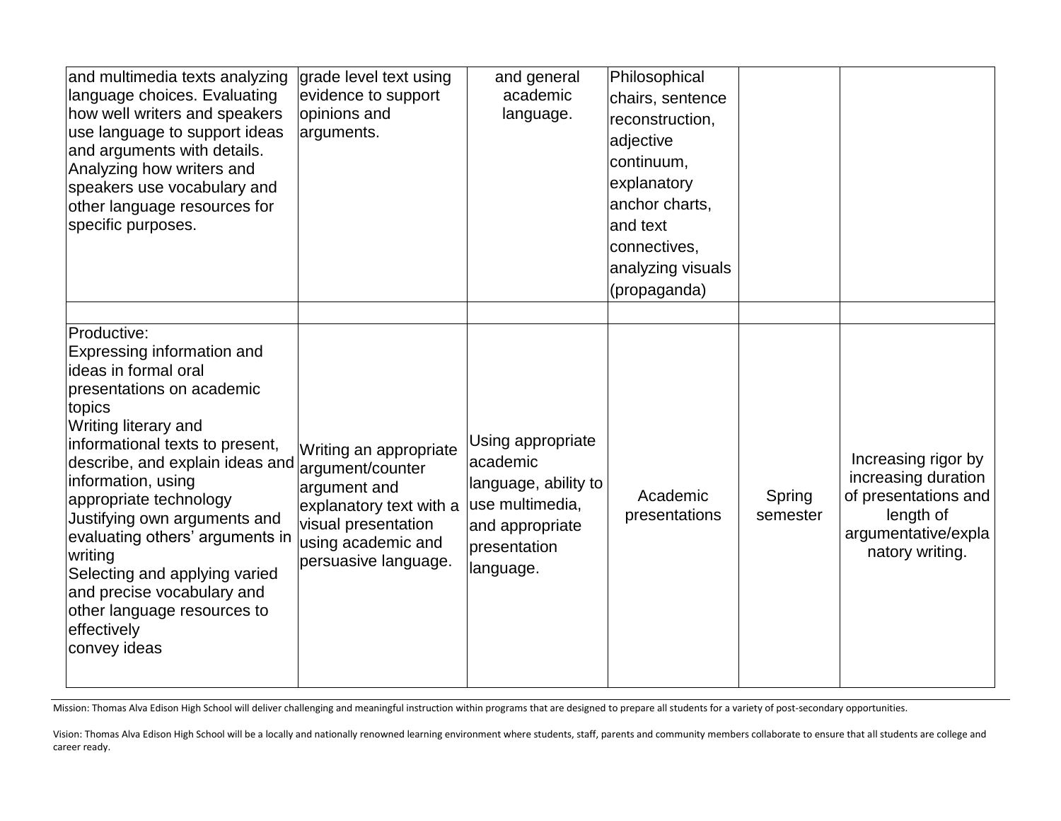| | | | | | |
|---|---|---|---|---|---|
| and multimedia texts analyzing language choices. Evaluating how well writers and speakers use language to support ideas and arguments with details. Analyzing how writers and speakers use vocabulary and other language resources for specific purposes. | grade level text using evidence to support opinions and arguments. | and general academic language. | Philosophical chairs, sentence reconstruction, adjective continuum, explanatory anchor charts, and text connectives, analyzing visuals (propaganda) | | |
| | | | | | |
| Productive:<br>Expressing information and ideas in formal oral presentations on academic topics<br>Writing literary and informational texts to present, describe, and explain ideas and information, using appropriate technology<br>Justifying own arguments and evaluating others' arguments in writing<br>Selecting and applying varied and precise vocabulary and other language resources to effectively convey ideas | Writing an appropriate argument/counter argument and explanatory text with a visual presentation using academic and persuasive language. | Using appropriate academic language, ability to use multimedia, and appropriate presentation language. | Academic presentations | Spring semester | Increasing rigor by increasing duration of presentations and length of argumentative/explanatory writing. |

Mission: Thomas Alva Edison High School will deliver challenging and meaningful instruction within programs that are designed to prepare all students for a variety of post-secondary opportunities.

Vision: Thomas Alva Edison High School will be a locally and nationally renowned learning environment where students, staff, parents and community members collaborate to ensure that all students are college and career ready.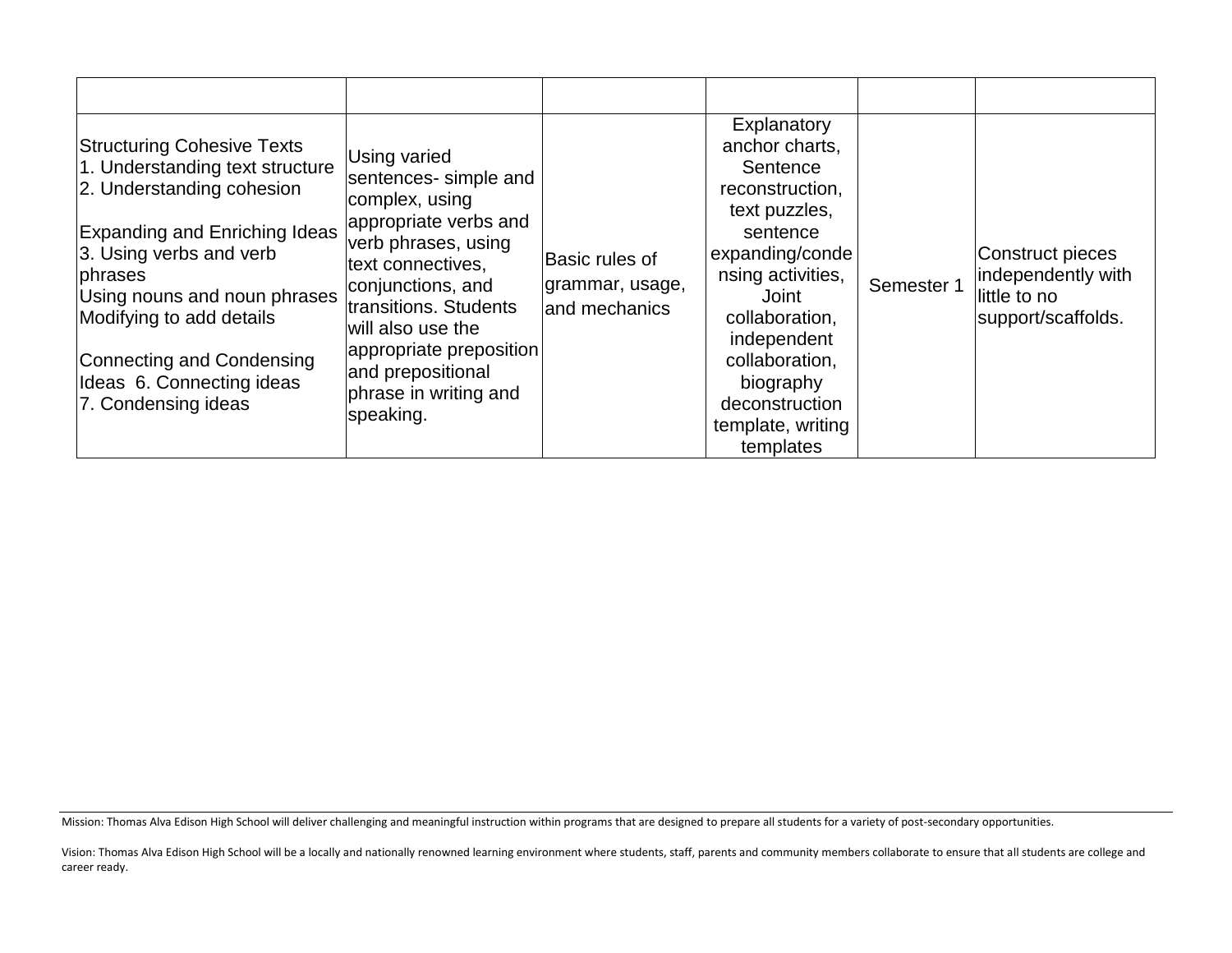| | | | | | |
|---|---|---|---|---|---|
| Structuring Cohesive Texts<br>1. Understanding text structure<br>2. Understanding cohesion<br><br>Expanding and Enriching Ideas<br>3. Using verbs and verb phrases<br>Using nouns and noun phrases<br>Modifying to add details<br><br>Connecting and Condensing Ideas 6. Connecting ideas<br>7. Condensing ideas | Using varied sentences- simple and complex, using appropriate verbs and verb phrases, using text connectives, conjunctions, and transitions. Students will also use the appropriate preposition and prepositional phrase in writing and speaking. | Basic rules of grammar, usage, and mechanics | Explanatory anchor charts, Sentence reconstruction, text puzzles, sentence expanding/condensing activities, Joint collaboration, independent collaboration, biography deconstruction template, writing templates | Semester 1 | Construct pieces independently with little to no support/scaffolds. |

Mission: Thomas Alva Edison High School will deliver challenging and meaningful instruction within programs that are designed to prepare all students for a variety of post-secondary opportunities.

Vision: Thomas Alva Edison High School will be a locally and nationally renowned learning environment where students, staff, parents and community members collaborate to ensure that all students are college and career ready.